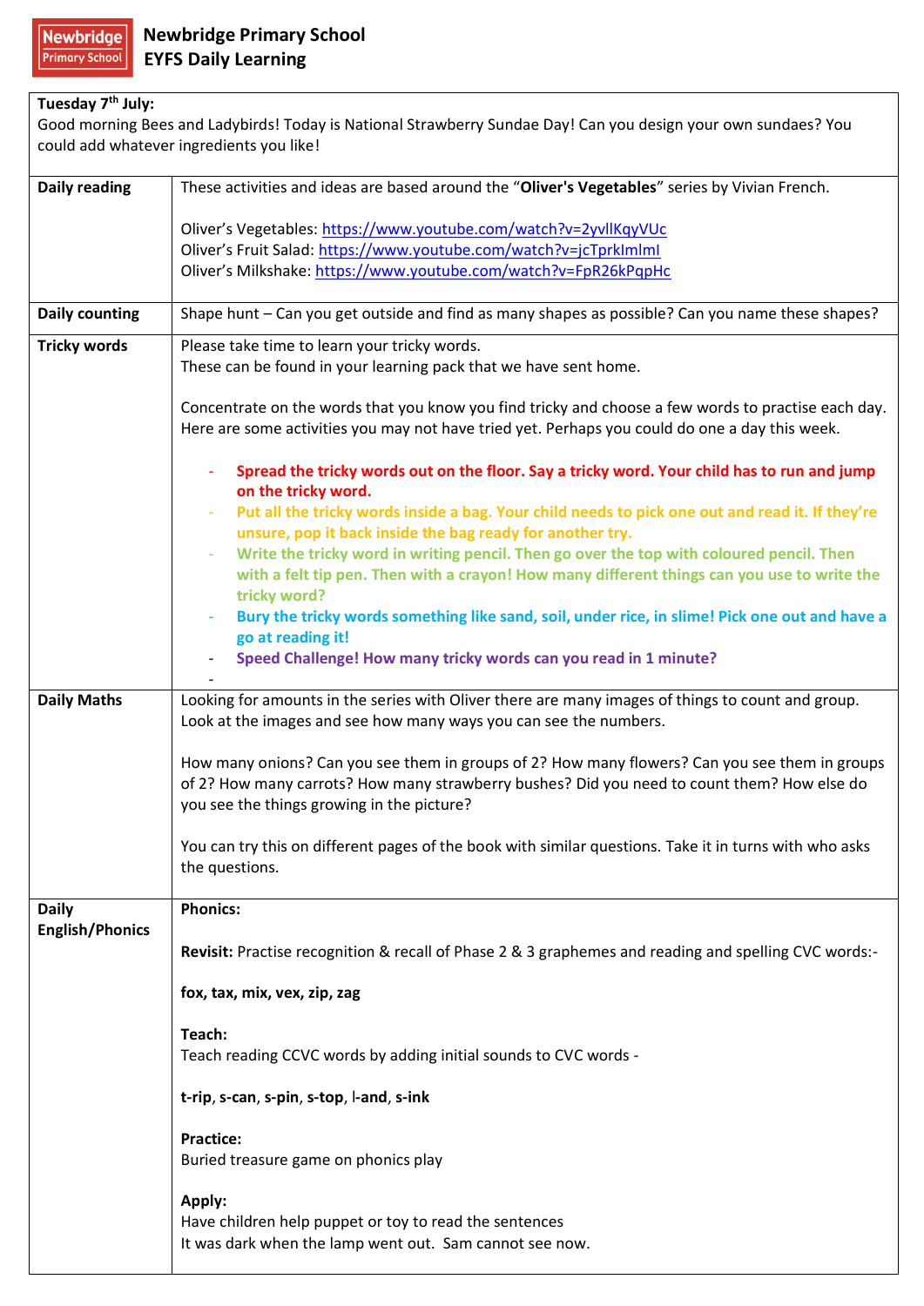# Newbridge Primary School
## EYFS Daily Learning

**Tuesday 7th July:**
Good morning Bees and Ladybirds! Today is National Strawberry Sundae Day! Can you design your own sundaes? You could add whatever ingredients you like!

| | |
|---|---|
| **Daily reading** | These activities and ideas are based around the "**Oliver's Vegetables**" series by Vivian French.<br><br>Oliver's Vegetables: https://www.youtube.com/watch?v=2yvllKqyVUc<br>Oliver's Fruit Salad: https://www.youtube.com/watch?v=jcTprkImlmI<br>Oliver's Milkshake: https://www.youtube.com/watch?v=FpR26kPqpHc |
| **Daily counting** | Shape hunt – Can you get outside and find as many shapes as possible? Can you name these shapes? |
| **Tricky words** | Please take time to learn your tricky words.<br>These can be found in your learning pack that we have sent home.<br><br>Concentrate on the words that you know you find tricky and choose a few words to practise each day. Here are some activities you may not have tried yet. Perhaps you could do one a day this week.<br><br>- **Spread the tricky words out on the floor. Say a tricky word. Your child has to run and jump on the tricky word.**<br>- **Put all the tricky words inside a bag. Your child needs to pick one out and read it. If they're unsure, pop it back inside the bag ready for another try.**<br>- **Write the tricky word in writing pencil. Then go over the top with coloured pencil. Then with a felt tip pen. Then with a crayon! How many different things can you use to write the tricky word?**<br>- **Bury the tricky words something like sand, soil, under rice, in slime! Pick one out and have a go at reading it!**<br>- **Speed Challenge! How many tricky words can you read in 1 minute?**<br>- |
| **Daily Maths** | Looking for amounts in the series with Oliver there are many images of things to count and group. Look at the images and see how many ways you can see the numbers.<br><br>How many onions? Can you see them in groups of 2? How many flowers? Can you see them in groups of 2? How many carrots? How many strawberry bushes? Did you need to count them? How else do you see the things growing in the picture?<br><br>You can try this on different pages of the book with similar questions. Take it in turns with who asks the questions. |
| **Daily English/Phonics** | **Phonics:**<br><br>**Revisit:** Practise recognition & recall of Phase 2 & 3 graphemes and reading and spelling CVC words:-<br><br>**fox, tax, mix, vex, zip, zag**<br><br>**Teach:**<br>Teach reading CCVC words by adding initial sounds to CVC words -<br><br>**t-rip**, **s-can**, **s-pin**, **s-top**, l-**and**, **s-ink**<br><br>**Practice:**<br>Buried treasure game on phonics play<br><br>**Apply:**<br>Have children help puppet or toy to read the sentences<br>It was dark when the lamp went out. Sam cannot see now. |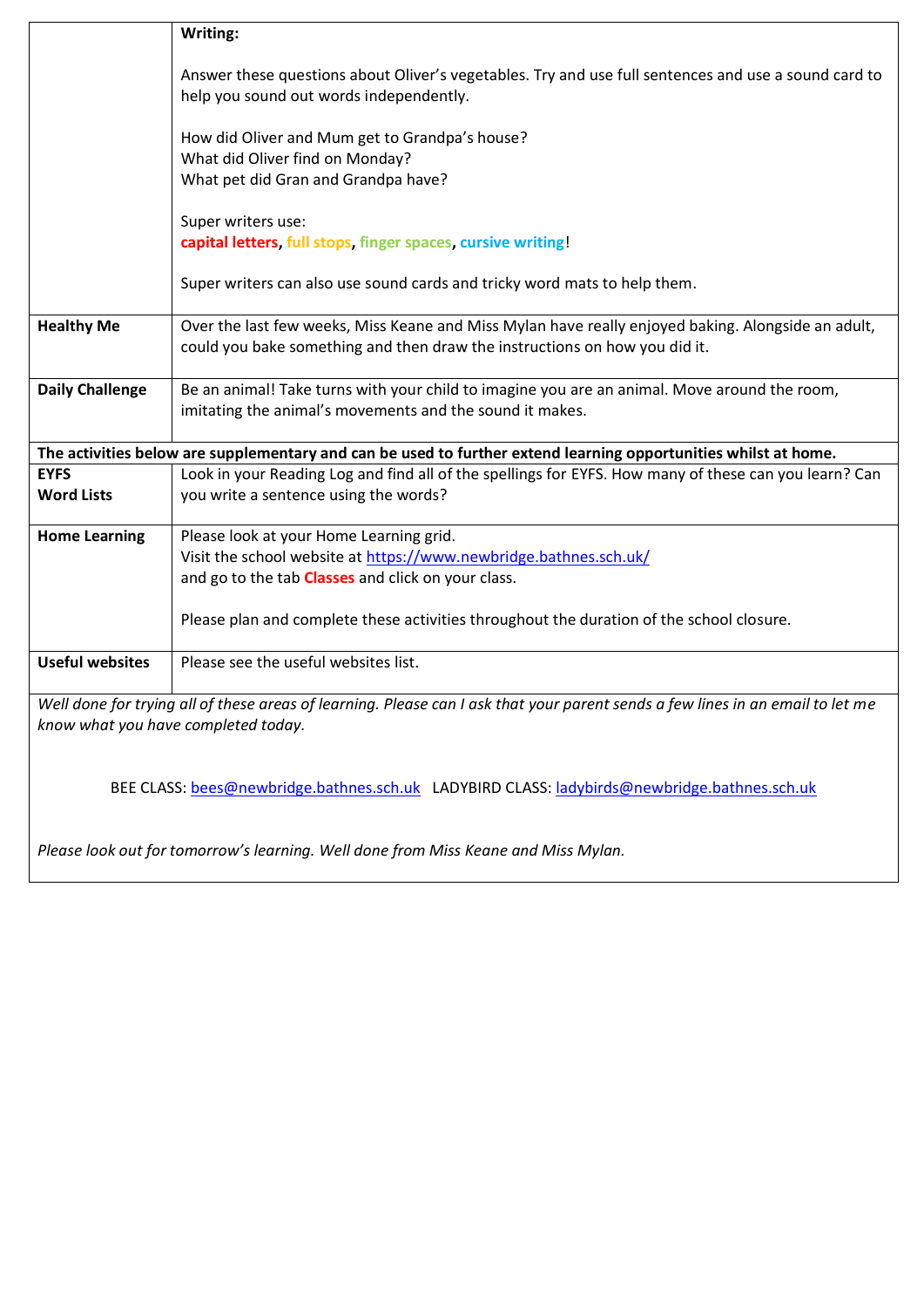| | |
|---|---|
| | **Writing:**<br><br>Answer these questions about Oliver's vegetables. Try and use full sentences and use a sound card to help you sound out words independently.<br><br>How did Oliver and Mum get to Grandpa's house?<br>What did Oliver find on Monday?<br>What pet did Gran and Grandpa have?<br><br>Super writers use:<br>**capital letters**, **full stops**, **finger spaces**, **cursive writing**!<br><br>Super writers can also use sound cards and tricky word mats to help them. |
| **Healthy Me** | Over the last few weeks, Miss Keane and Miss Mylan have really enjoyed baking. Alongside an adult, could you bake something and then draw the instructions on how you did it. |
| **Daily Challenge** | Be an animal! Take turns with your child to imagine you are an animal. Move around the room, imitating the animal's movements and the sound it makes. |
| **The activities below are supplementary and can be used to further extend learning opportunities whilst at home.** | |
| **EYFS Word Lists** | Look in your Reading Log and find all of the spellings for EYFS. How many of these can you learn? Can you write a sentence using the words? |
| **Home Learning** | Please look at your Home Learning grid.<br>Visit the school website at https://www.newbridge.bathnes.sch.uk/<br>and go to the tab **Classes** and click on your class.<br><br>Please plan and complete these activities throughout the duration of the school closure. |
| **Useful websites** | Please see the useful websites list. |

*Well done for trying all of these areas of learning. Please can I ask that your parent sends a few lines in an email to let me know what you have completed today.*

BEE CLASS: bees@newbridge.bathnes.sch.uk LADYBIRD CLASS: ladybirds@newbridge.bathnes.sch.uk

*Please look out for tomorrow's learning. Well done from Miss Keane and Miss Mylan.*